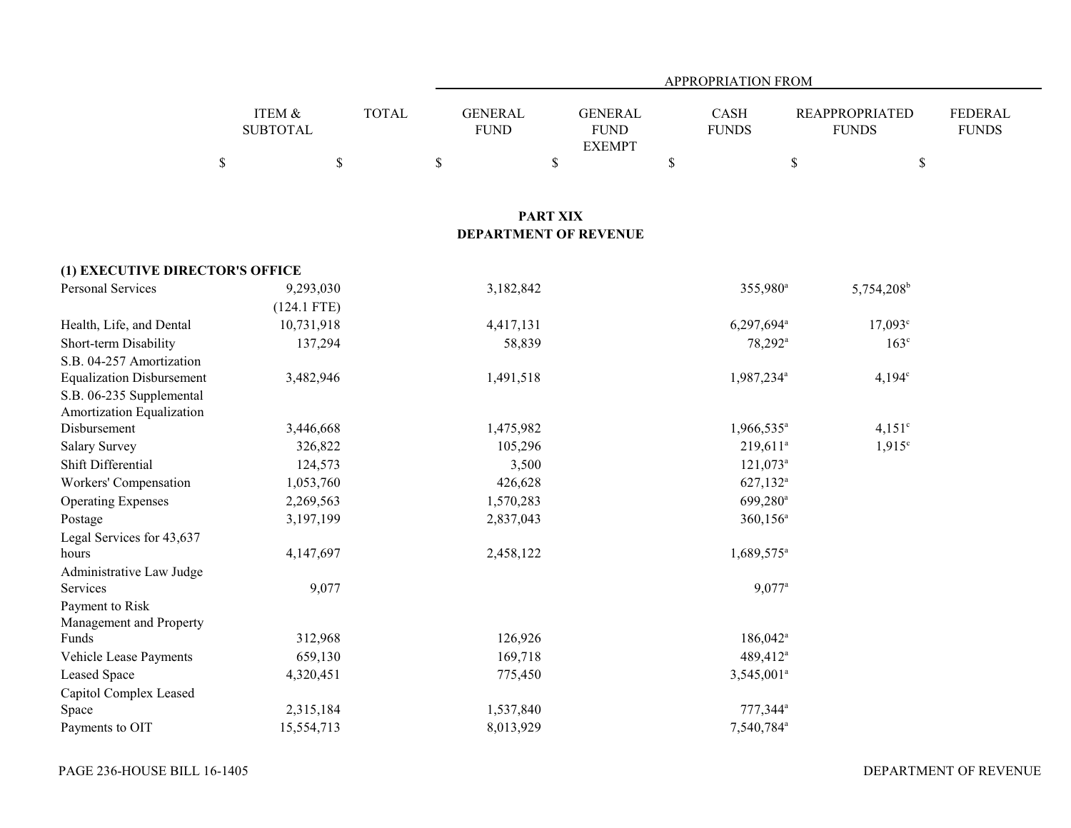|  | ITEM & SUBTOTAL | TOTAL | GENERAL FUND | GENERAL FUND EXEMPT | CASH FUNDS | REAPPROPRIATED FUNDS | FEDERAL FUNDS |
|---|---|---|---|---|---|---|---|
|  |  |  | APPROPRIATION FROM |  |  |  |  |
|  | $ | $ | $ | $ | $ | $ | $ |

## PART XIX
## DEPARTMENT OF REVENUE

| | ITEM & SUBTOTAL | TOTAL | GENERAL FUND | GENERAL FUND EXEMPT | CASH FUNDS | REAPPROPRIATED FUNDS | FEDERAL FUNDS |
|---|---|---|---|---|---|---|---|
| **(1) EXECUTIVE DIRECTOR'S OFFICE** | | | | | | | |
| Personal Services | 9,293,030 | | 3,182,842 | | 355,980[a] | 5,754,208[b] | |
| | (124.1 FTE) | | | | | | |
| Health, Life, and Dental | 10,731,918 | | 4,417,131 | | 6,297,694[a] | 17,093[c] | |
| Short-term Disability | 137,294 | | 58,839 | | 78,292[a] | 163[c] | |
| S.B. 04-257 Amortization Equalization Disbursement | 3,482,946 | | 1,491,518 | | 1,987,234[a] | 4,194[c] | |
| S.B. 06-235 Supplemental Amortization Equalization Disbursement | 3,446,668 | | 1,475,982 | | 1,966,535[a] | 4,151[c] | |
| Salary Survey | 326,822 | | 105,296 | | 219,611[a] | 1,915[c] | |
| Shift Differential | 124,573 | | 3,500 | | 121,073[a] | | |
| Workers' Compensation | 1,053,760 | | 426,628 | | 627,132[a] | | |
| Operating Expenses | 2,269,563 | | 1,570,283 | | 699,280[a] | | |
| Postage | 3,197,199 | | 2,837,043 | | 360,156[a] | | |
| Legal Services for 43,637 hours | 4,147,697 | | 2,458,122 | | 1,689,575[a] | | |
| Administrative Law Judge Services | 9,077 | | | | 9,077[a] | | |
| Payment to Risk Management and Property Funds | 312,968 | | 126,926 | | 186,042[a] | | |
| Vehicle Lease Payments | 659,130 | | 169,718 | | 489,412[a] | | |
| Leased Space | 4,320,451 | | 775,450 | | 3,545,001[a] | | |
| Capitol Complex Leased Space | 2,315,184 | | 1,537,840 | | 777,344[a] | | |
| Payments to OIT | 15,554,713 | | 8,013,929 | | 7,540,784[a] | | |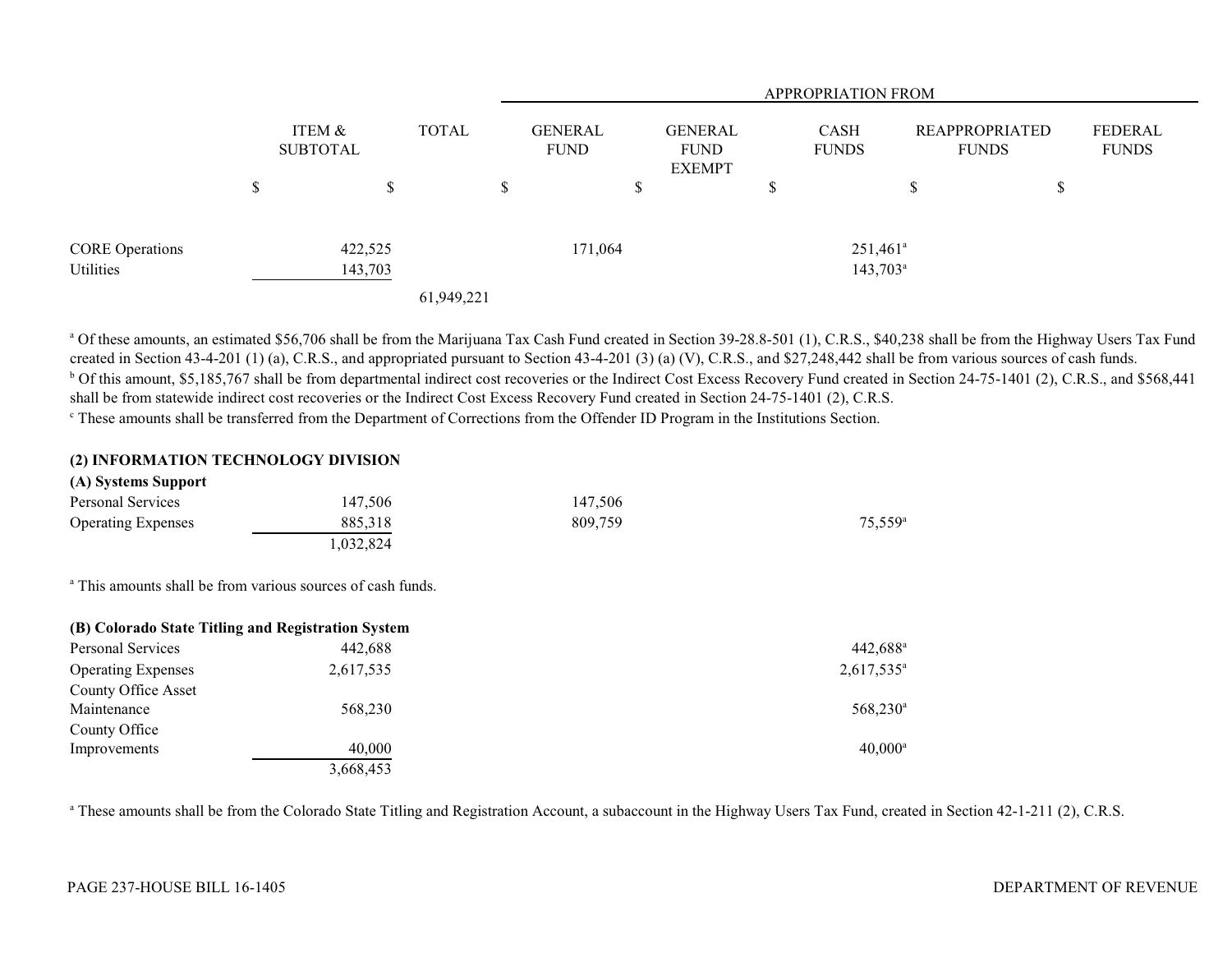| | ITEM & SUBTOTAL | TOTAL | APPROPRIATION FROM GENERAL FUND | GENERAL FUND EXEMPT | CASH FUNDS | REAPPROPRIATED FUNDS | FEDERAL FUNDS |
|---|---|---|---|---|---|---|---|
| | $ | $ | $ | $ | $ | $ | $ |
| CORE Operations | 422,525 | | 171,064 | | 251,461[a] | | |
| Utilities | 143,703 | | | | 143,703[a] | | |
| | | 61,949,221 | | | | | |

[a] Of these amounts, an estimated $56,706 shall be from the Marijuana Tax Cash Fund created in Section 39-28.8-501 (1), C.R.S., $40,238 shall be from the Highway Users Tax Fund created in Section 43-4-201 (1) (a), C.R.S., and appropriated pursuant to Section 43-4-201 (3) (a) (V), C.R.S., and $27,248,442 shall be from various sources of cash funds.
[b] Of this amount, $5,185,767 shall be from departmental indirect cost recoveries or the Indirect Cost Excess Recovery Fund created in Section 24-75-1401 (2), C.R.S., and $568,441 shall be from statewide indirect cost recoveries or the Indirect Cost Excess Recovery Fund created in Section 24-75-1401 (2), C.R.S.
[c] These amounts shall be transferred from the Department of Corrections from the Offender ID Program in the Institutions Section.

**(2) INFORMATION TECHNOLOGY DIVISION**

**(A) Systems Support**

| | ITEM & SUBTOTAL | TOTAL | GENERAL FUND | GENERAL FUND EXEMPT | CASH FUNDS | REAPPROPRIATED FUNDS | FEDERAL FUNDS |
|---|---|---|---|---|---|---|---|
| Personal Services | 147,506 | | 147,506 | | | | |
| Operating Expenses | 885,318 | | 809,759 | | 75,559[a] | | |
| | 1,032,824 | | | | | | |

[a] This amounts shall be from various sources of cash funds.

**(B) Colorado State Titling and Registration System**

| | ITEM & SUBTOTAL | TOTAL | GENERAL FUND | GENERAL FUND EXEMPT | CASH FUNDS | REAPPROPRIATED FUNDS | FEDERAL FUNDS |
|---|---|---|---|---|---|---|---|
| Personal Services | 442,688 | | | | 442,688[a] | | |
| Operating Expenses | 2,617,535 | | | | 2,617,535[a] | | |
| County Office Asset Maintenance | 568,230 | | | | 568,230[a] | | |
| County Office Improvements | 40,000 | | | | 40,000[a] | | |
| | 3,668,453 | | | | | | |

[a] These amounts shall be from the Colorado State Titling and Registration Account, a subaccount in the Highway Users Tax Fund, created in Section 42-1-211 (2), C.R.S.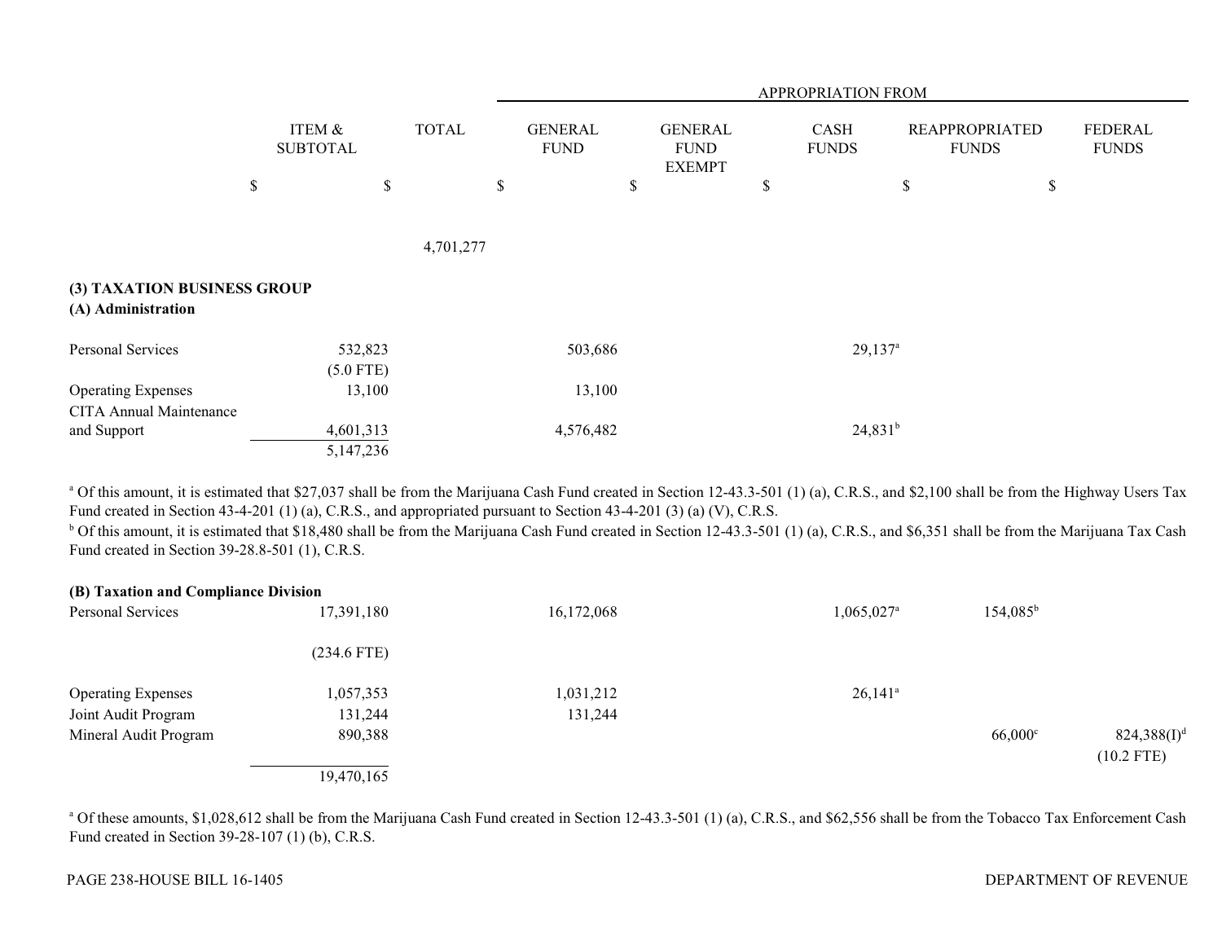| | ITEM & SUBTOTAL | TOTAL | APPROPRIATION FROM GENERAL FUND | GENERAL FUND EXEMPT | CASH FUNDS | REAPPROPRIATED FUNDS | FEDERAL FUNDS |
|---|---|---|---|---|---|---|---|
| | $ | $ | $ | $ | $ | $ | $ |
| | | 4,701,277 | | | | | |
| **(3) TAXATION BUSINESS GROUP** | | | | | | | |
| **(A) Administration** | | | | | | | |
| Personal Services | 532,823 | | 503,686 | | 29,137[a] | | |
| | (5.0 FTE) | | | | | | |
| Operating Expenses | 13,100 | | 13,100 | | | | |
| CITA Annual Maintenance and Support | 4,601,313 | | 4,576,482 | | 24,831[b] | | |
| | 5,147,236 | | | | | | |

[a] Of this amount, it is estimated that $27,037 shall be from the Marijuana Cash Fund created in Section 12-43.3-501 (1) (a), C.R.S., and $2,100 shall be from the Highway Users Tax Fund created in Section 43-4-201 (1) (a), C.R.S., and appropriated pursuant to Section 43-4-201 (3) (a) (V), C.R.S.

[b] Of this amount, it is estimated that $18,480 shall be from the Marijuana Cash Fund created in Section 12-43.3-501 (1) (a), C.R.S., and $6,351 shall be from the Marijuana Tax Cash Fund created in Section 39-28.8-501 (1), C.R.S.

| | ITEM & SUBTOTAL | TOTAL | GENERAL FUND | GENERAL FUND EXEMPT | CASH FUNDS | REAPPROPRIATED FUNDS | FEDERAL FUNDS |
|---|---|---|---|---|---|---|---|
| **(B) Taxation and Compliance Division** | | | | | | | |
| Personal Services | 17,391,180 | | 16,172,068 | | 1,065,027[a] | 154,085[b] | |
| | (234.6 FTE) | | | | | | |
| Operating Expenses | 1,057,353 | | 1,031,212 | | 26,141[a] | | |
| Joint Audit Program | 131,244 | | 131,244 | | | | |
| Mineral Audit Program | 890,388 | | | | | 66,000[c] | 824,388(I)[d] |
| | | | | | | | (10.2 FTE) |
| | 19,470,165 | | | | | | |

[a] Of these amounts, $1,028,612 shall be from the Marijuana Cash Fund created in Section 12-43.3-501 (1) (a), C.R.S., and $62,556 shall be from the Tobacco Tax Enforcement Cash Fund created in Section 39-28-107 (1) (b), C.R.S.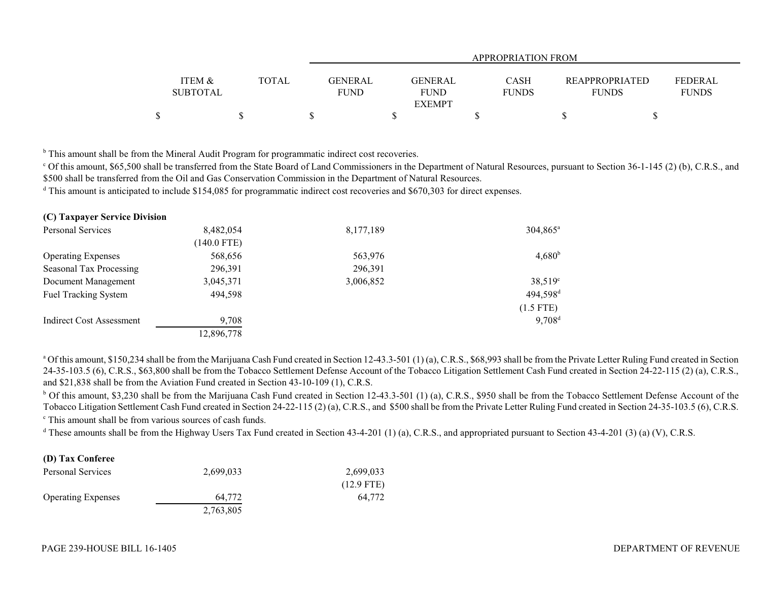| | ITEM & SUBTOTAL | TOTAL | APPROPRIATION FROM GENERAL FUND | GENERAL FUND EXEMPT | CASH FUNDS | REAPPROPRIATED FUNDS | FEDERAL FUNDS |
|---|---|---|---|---|---|---|---|
| | $ | $ | $ | $ | $ | $ | $ |

[b] This amount shall be from the Mineral Audit Program for programmatic indirect cost recoveries.

[c] Of this amount, $65,500 shall be transferred from the State Board of Land Commissioners in the Department of Natural Resources, pursuant to Section 36-1-145 (2) (b), C.R.S., and $500 shall be transferred from the Oil and Gas Conservation Commission in the Department of Natural Resources.

[d] This amount is anticipated to include $154,085 for programmatic indirect cost recoveries and $670,303 for direct expenses.

**(C) Taxpayer Service Division**

| | ITEM & SUBTOTAL | TOTAL | GENERAL FUND | GENERAL FUND EXEMPT | CASH FUNDS | REAPPROPRIATED FUNDS | FEDERAL FUNDS |
|---|---|---|---|---|---|---|---|
| Personal Services | 8,482,054 (140.0 FTE) | | 8,177,189 | | 304,865[a] | | |
| Operating Expenses | 568,656 | | 563,976 | | 4,680[b] | | |
| Seasonal Tax Processing | 296,391 | | 296,391 | | | | |
| Document Management | 3,045,371 | | 3,006,852 | | 38,519[c] | | |
| Fuel Tracking System | 494,598 | | | | 494,598[d] (1.5 FTE) | | |
| Indirect Cost Assessment | 9,708 | | | | 9,708[d] | | |
| | 12,896,778 | | | | | | |

[a] Of this amount, $150,234 shall be from the Marijuana Cash Fund created in Section 12-43.3-501 (1) (a), C.R.S., $68,993 shall be from the Private Letter Ruling Fund created in Section 24-35-103.5 (6), C.R.S., $63,800 shall be from the Tobacco Settlement Defense Account of the Tobacco Litigation Settlement Cash Fund created in Section 24-22-115 (2) (a), C.R.S., and $21,838 shall be from the Aviation Fund created in Section 43-10-109 (1), C.R.S.

[b] Of this amount, $3,230 shall be from the Marijuana Cash Fund created in Section 12-43.3-501 (1) (a), C.R.S., $950 shall be from the Tobacco Settlement Defense Account of the Tobacco Litigation Settlement Cash Fund created in Section 24-22-115 (2) (a), C.R.S., and $500 shall be from the Private Letter Ruling Fund created in Section 24-35-103.5 (6), C.R.S.

[c] This amount shall be from various sources of cash funds.

[d] These amounts shall be from the Highway Users Tax Fund created in Section 43-4-201 (1) (a), C.R.S., and appropriated pursuant to Section 43-4-201 (3) (a) (V), C.R.S.

**(D) Tax Conferee**

| | ITEM & SUBTOTAL | TOTAL | GENERAL FUND | GENERAL FUND EXEMPT | CASH FUNDS | REAPPROPRIATED FUNDS | FEDERAL FUNDS |
|---|---|---|---|---|---|---|---|
| Personal Services | 2,699,033 | | 2,699,033 (12.9 FTE) | | | | |
| Operating Expenses | 64,772 | | 64,772 | | | | |
| | 2,763,805 | | | | | | |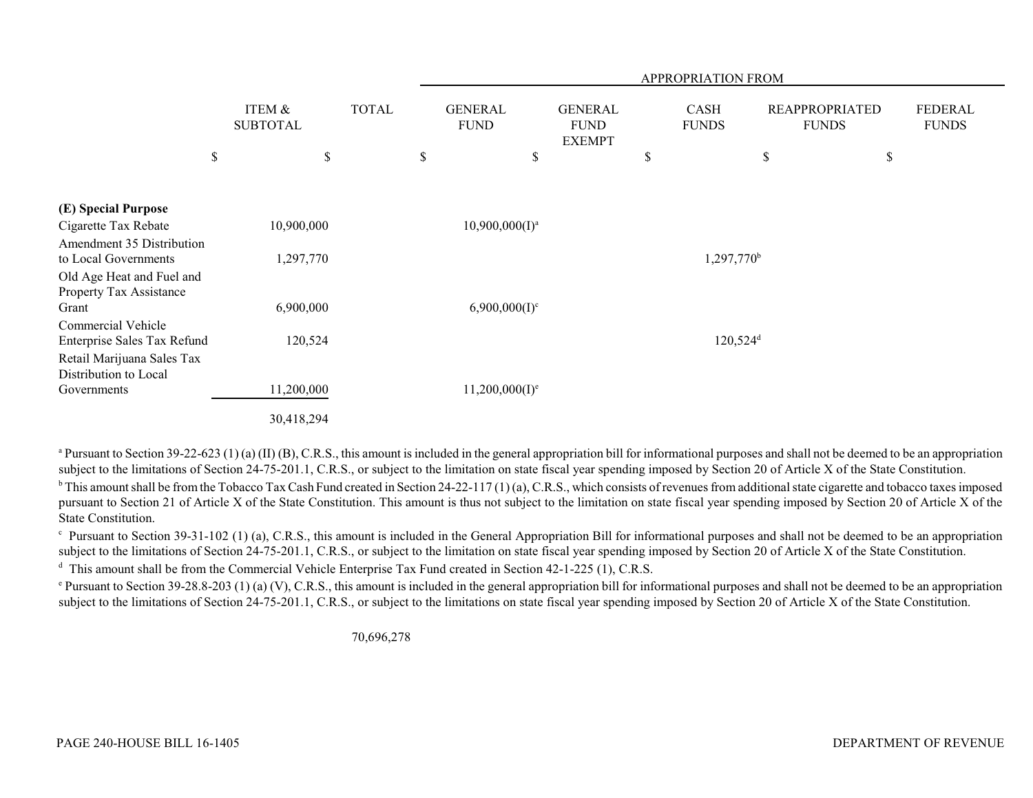| | ITEM & SUBTOTAL | TOTAL | APPROPRIATION FROM | | | | |
|---|---|---|---|---|---|---|---|
| | | | GENERAL FUND | GENERAL FUND EXEMPT | CASH FUNDS | REAPPROPRIATED FUNDS | FEDERAL FUNDS |
| | $ | $ | $ | $ | $ | $ | $ |
| **(E) Special Purpose** | | | | | | | |
| Cigarette Tax Rebate | 10,900,000 | | 10,900,000(I)[a] | | | | |
| Amendment 35 Distribution to Local Governments | 1,297,770 | | | | 1,297,770[b] | | |
| Old Age Heat and Fuel and Property Tax Assistance Grant | 6,900,000 | | 6,900,000(I)[c] | | | | |
| Commercial Vehicle Enterprise Sales Tax Refund | 120,524 | | | | 120,524[d] | | |
| Retail Marijuana Sales Tax Distribution to Local Governments | 11,200,000 | | 11,200,000(I)[e] | | | | |
| | 30,418,294 | | | | | | |

[a] Pursuant to Section 39-22-623 (1) (a) (II) (B), C.R.S., this amount is included in the general appropriation bill for informational purposes and shall not be deemed to be an appropriation subject to the limitations of Section 24-75-201.1, C.R.S., or subject to the limitation on state fiscal year spending imposed by Section 20 of Article X of the State Constitution.

[b] This amount shall be from the Tobacco Tax Cash Fund created in Section 24-22-117 (1) (a), C.R.S., which consists of revenues from additional state cigarette and tobacco taxes imposed pursuant to Section 21 of Article X of the State Constitution. This amount is thus not subject to the limitation on state fiscal year spending imposed by Section 20 of Article X of the State Constitution.

[c] Pursuant to Section 39-31-102 (1) (a), C.R.S., this amount is included in the General Appropriation Bill for informational purposes and shall not be deemed to be an appropriation subject to the limitations of Section 24-75-201.1, C.R.S., or subject to the limitation on state fiscal year spending imposed by Section 20 of Article X of the State Constitution.

[d] This amount shall be from the Commercial Vehicle Enterprise Tax Fund created in Section 42-1-225 (1), C.R.S.

[e] Pursuant to Section 39-28.8-203 (1) (a) (V), C.R.S., this amount is included in the general appropriation bill for informational purposes and shall not be deemed to be an appropriation subject to the limitations of Section 24-75-201.1, C.R.S., or subject to the limitations on state fiscal year spending imposed by Section 20 of Article X of the State Constitution.

70,696,278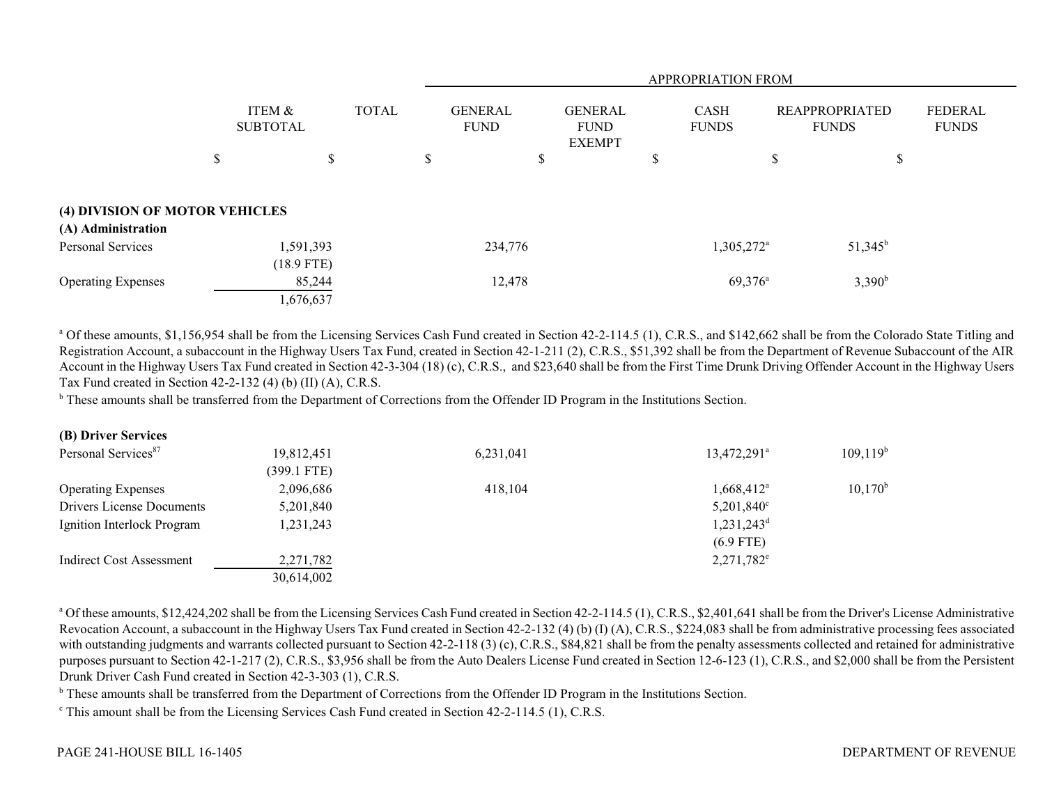| | ITEM & SUBTOTAL | TOTAL | APPROPRIATION FROM GENERAL FUND | GENERAL FUND EXEMPT | CASH FUNDS | REAPPROPRIATED FUNDS | FEDERAL FUNDS |
|---|---|---|---|---|---|---|---|
| | $ | $ | $ | $ | $ | $ | $ |
| **(4) DIVISION OF MOTOR VEHICLES** | | | | | | | |
| **(A) Administration** | | | | | | | |
| Personal Services | 1,591,393 | | 234,776 | | 1,305,272[a] | 51,345[b] | |
| | (18.9 FTE) | | | | | | |
| Operating Expenses | 85,244 | | 12,478 | | 69,376[a] | 3,390[b] | |
| | 1,676,637 | | | | | | |

[a] Of these amounts, $1,156,954 shall be from the Licensing Services Cash Fund created in Section 42-2-114.5 (1), C.R.S., and $142,662 shall be from the Colorado State Titling and Registration Account, a subaccount in the Highway Users Tax Fund, created in Section 42-1-211 (2), C.R.S., $51,392 shall be from the Department of Revenue Subaccount of the AIR Account in the Highway Users Tax Fund created in Section 42-3-304 (18) (c), C.R.S., and $23,640 shall be from the First Time Drunk Driving Offender Account in the Highway Users Tax Fund created in Section 42-2-132 (4) (b) (II) (A), C.R.S.

[b] These amounts shall be transferred from the Department of Corrections from the Offender ID Program in the Institutions Section.

| | ITEM & SUBTOTAL | TOTAL | GENERAL FUND | GENERAL FUND EXEMPT | CASH FUNDS | REAPPROPRIATED FUNDS | FEDERAL FUNDS |
|---|---|---|---|---|---|---|---|
| **(B) Driver Services** | | | | | | | |
| Personal Services[87] | 19,812,451 | | 6,231,041 | | 13,472,291[a] | 109,119[b] | |
| | (399.1 FTE) | | | | | | |
| Operating Expenses | 2,096,686 | | 418,104 | | 1,668,412[a] | 10,170[b] | |
| Drivers License Documents | 5,201,840 | | | | 5,201,840[c] | | |
| Ignition Interlock Program | 1,231,243 | | | | 1,231,243[d] | | |
| | | | | | (6.9 FTE) | | |
| Indirect Cost Assessment | 2,271,782 | | | | 2,271,782[e] | | |
| | 30,614,002 | | | | | | |

[a] Of these amounts, $12,424,202 shall be from the Licensing Services Cash Fund created in Section 42-2-114.5 (1), C.R.S., $2,401,641 shall be from the Driver's License Administrative Revocation Account, a subaccount in the Highway Users Tax Fund created in Section 42-2-132 (4) (b) (I) (A), C.R.S., $224,083 shall be from administrative processing fees associated with outstanding judgments and warrants collected pursuant to Section 42-2-118 (3) (c), C.R.S., $84,821 shall be from the penalty assessments collected and retained for administrative purposes pursuant to Section 42-1-217 (2), C.R.S., $3,956 shall be from the Auto Dealers License Fund created in Section 12-6-123 (1), C.R.S., and $2,000 shall be from the Persistent Drunk Driver Cash Fund created in Section 42-3-303 (1), C.R.S.

[b] These amounts shall be transferred from the Department of Corrections from the Offender ID Program in the Institutions Section.

[c] This amount shall be from the Licensing Services Cash Fund created in Section 42-2-114.5 (1), C.R.S.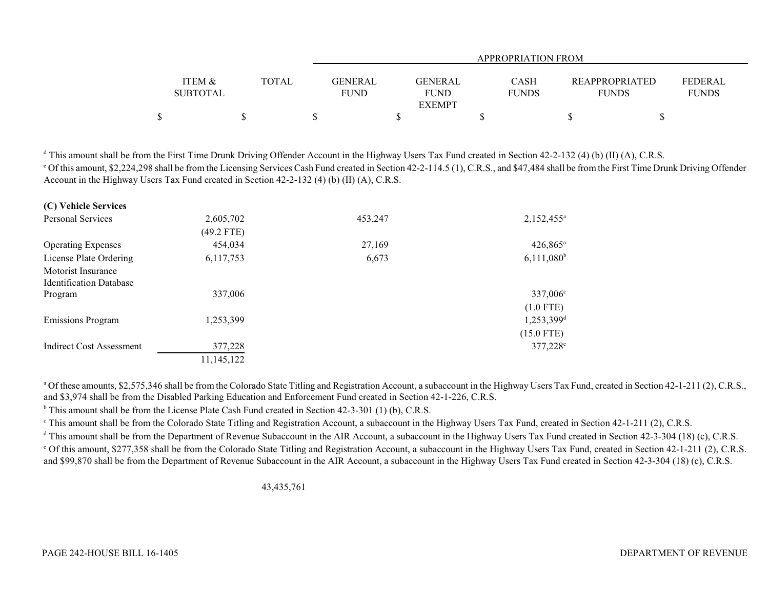| | ITEM & SUBTOTAL | TOTAL | GENERAL FUND | GENERAL FUND EXEMPT | CASH FUNDS | REAPPROPRIATED FUNDS | FEDERAL FUNDS |
|---|---|---|---|---|---|---|---|
| | | | APPROPRIATION FROM | | | | |
| | $ | $ | $ | $ | $ | $ | $ |

[d] This amount shall be from the First Time Drunk Driving Offender Account in the Highway Users Tax Fund created in Section 42-2-132 (4) (b) (II) (A), C.R.S.

[e] Of this amount, $2,224,298 shall be from the Licensing Services Cash Fund created in Section 42-2-114.5 (1), C.R.S., and $47,484 shall be from the First Time Drunk Driving Offender Account in the Highway Users Tax Fund created in Section 42-2-132 (4) (b) (II) (A), C.R.S.

| | ITEM & SUBTOTAL | TOTAL | GENERAL FUND | GENERAL FUND EXEMPT | CASH FUNDS | REAPPROPRIATED FUNDS | FEDERAL FUNDS |
|---|---|---|---|---|---|---|---|
| **(C) Vehicle Services** | | | | | | | |
| Personal Services | 2,605,702 | | 453,247 | | 2,152,455[a] | | |
| | (49.2 FTE) | | | | | | |
| Operating Expenses | 454,034 | | 27,169 | | 426,865[a] | | |
| License Plate Ordering | 6,117,753 | | 6,673 | | 6,111,080[b] | | |
| Motorist Insurance Identification Database Program | 337,006 | | | | 337,006[c] | | |
| | | | | | (1.0 FTE) | | |
| Emissions Program | 1,253,399 | | | | 1,253,399[d] | | |
| | | | | | (15.0 FTE) | | |
| Indirect Cost Assessment | 377,228 | | | | 377,228[e] | | |
| | 11,145,122 | | | | | | |

[a] Of these amounts, $2,575,346 shall be from the Colorado State Titling and Registration Account, a subaccount in the Highway Users Tax Fund, created in Section 42-1-211 (2), C.R.S., and $3,974 shall be from the Disabled Parking Education and Enforcement Fund created in Section 42-1-226, C.R.S.

[b] This amount shall be from the License Plate Cash Fund created in Section 42-3-301 (1) (b), C.R.S.

[c] This amount shall be from the Colorado State Titling and Registration Account, a subaccount in the Highway Users Tax Fund, created in Section 42-1-211 (2), C.R.S.

[d] This amount shall be from the Department of Revenue Subaccount in the AIR Account, a subaccount in the Highway Users Tax Fund created in Section 42-3-304 (18) (c), C.R.S.

[e] Of this amount, $277,358 shall be from the Colorado State Titling and Registration Account, a subaccount in the Highway Users Tax Fund, created in Section 42-1-211 (2), C.R.S. and $99,870 shall be from the Department of Revenue Subaccount in the AIR Account, a subaccount in the Highway Users Tax Fund created in Section 42-3-304 (18) (c), C.R.S.

| | ITEM & SUBTOTAL | TOTAL | GENERAL FUND | GENERAL FUND EXEMPT | CASH FUNDS | REAPPROPRIATED FUNDS | FEDERAL FUNDS |
|---|---|---|---|---|---|---|---|
| | | 43,435,761 | | | | | |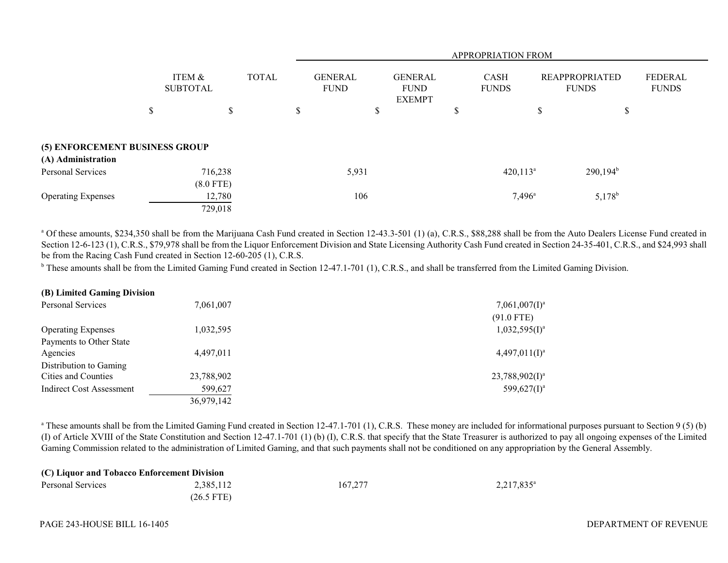| | ITEM & SUBTOTAL | TOTAL | GENERAL FUND | GENERAL FUND EXEMPT | CASH FUNDS | REAPPROPRIATED FUNDS | FEDERAL FUNDS |
|---|---|---|---|---|---|---|---|
| | | | APPROPRIATION FROM | | | | |
| | $ | $ | $ | $ | $ | $ | $ |
| **(5) ENFORCEMENT BUSINESS GROUP** | | | | | | | |
| **(A) Administration** | | | | | | | |
| Personal Services | 716,238 | | 5,931 | | 420,113[a] | 290,194[b] | |
| | (8.0 FTE) | | | | | | |
| Operating Expenses | 12,780 | | 106 | | 7,496[a] | 5,178[b] | |
| | 729,018 | | | | | | |

[a] Of these amounts, $234,350 shall be from the Marijuana Cash Fund created in Section 12-43.3-501 (1) (a), C.R.S., $88,288 shall be from the Auto Dealers License Fund created in Section 12-6-123 (1), C.R.S., $79,978 shall be from the Liquor Enforcement Division and State Licensing Authority Cash Fund created in Section 24-35-401, C.R.S., and $24,993 shall be from the Racing Cash Fund created in Section 12-60-205 (1), C.R.S.

[b] These amounts shall be from the Limited Gaming Fund created in Section 12-47.1-701 (1), C.R.S., and shall be transferred from the Limited Gaming Division.

| | ITEM & SUBTOTAL | TOTAL | GENERAL FUND | GENERAL FUND EXEMPT | CASH FUNDS | REAPPROPRIATED FUNDS | FEDERAL FUNDS |
|---|---|---|---|---|---|---|---|
| **(B) Limited Gaming Division** | | | | | | | |
| Personal Services | 7,061,007 | | | | 7,061,007(I)[a] | | |
| | | | | | (91.0 FTE) | | |
| Operating Expenses | 1,032,595 | | | | 1,032,595(I)[a] | | |
| Payments to Other State Agencies | 4,497,011 | | | | 4,497,011(I)[a] | | |
| Distribution to Gaming Cities and Counties | 23,788,902 | | | | 23,788,902(I)[a] | | |
| Indirect Cost Assessment | 599,627 | | | | 599,627(I)[a] | | |
| | 36,979,142 | | | | | | |

[a] These amounts shall be from the Limited Gaming Fund created in Section 12-47.1-701 (1), C.R.S. These money are included for informational purposes pursuant to Section 9 (5) (b) (I) of Article XVIII of the State Constitution and Section 12-47.1-701 (1) (b) (I), C.R.S. that specify that the State Treasurer is authorized to pay all ongoing expenses of the Limited Gaming Commission related to the administration of Limited Gaming, and that such payments shall not be conditioned on any appropriation by the General Assembly.

| | ITEM & SUBTOTAL | TOTAL | GENERAL FUND | GENERAL FUND EXEMPT | CASH FUNDS | REAPPROPRIATED FUNDS | FEDERAL FUNDS |
|---|---|---|---|---|---|---|---|
| **(C) Liquor and Tobacco Enforcement Division** | | | | | | | |
| Personal Services | 2,385,112 | | 167,277 | | 2,217,835[a] | | |
| | (26.5 FTE) | | | | | | |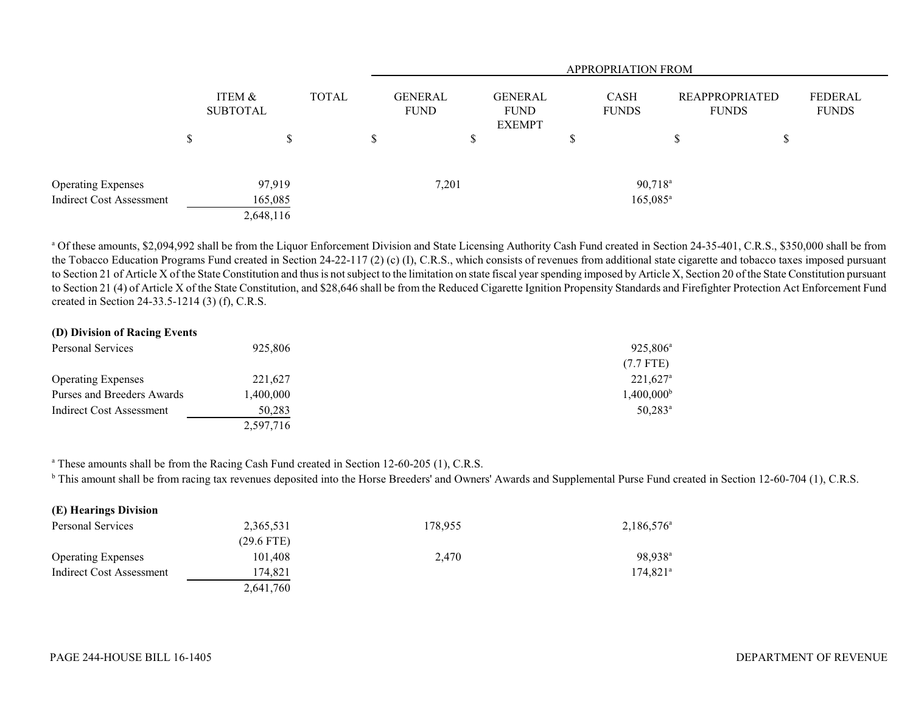| | ITEM & SUBTOTAL | TOTAL | APPROPRIATION FROM GENERAL FUND | GENERAL FUND EXEMPT | CASH FUNDS | REAPPROPRIATED FUNDS | FEDERAL FUNDS |
|---|---|---|---|---|---|---|---|
| | $ | $ | $ | $ | $ | $ | $ |
| Operating Expenses | 97,919 | | 7,201 | | 90,718[a] | | |
| Indirect Cost Assessment | 165,085 | | | | 165,085[a] | | |
| | 2,648,116 | | | | | | |

[a] Of these amounts, $2,094,992 shall be from the Liquor Enforcement Division and State Licensing Authority Cash Fund created in Section 24-35-401, C.R.S., $350,000 shall be from the Tobacco Education Programs Fund created in Section 24-22-117 (2) (c) (I), C.R.S., which consists of revenues from additional state cigarette and tobacco taxes imposed pursuant to Section 21 of Article X of the State Constitution and thus is not subject to the limitation on state fiscal year spending imposed by Article X, Section 20 of the State Constitution pursuant to Section 21 (4) of Article X of the State Constitution, and $28,646 shall be from the Reduced Cigarette Ignition Propensity Standards and Firefighter Protection Act Enforcement Fund created in Section 24-33.5-1214 (3) (f), C.R.S.

**(D) Division of Racing Events**

| | ITEM & SUBTOTAL | TOTAL | GENERAL FUND | GENERAL FUND EXEMPT | CASH FUNDS | REAPPROPRIATED FUNDS | FEDERAL FUNDS |
|---|---|---|---|---|---|---|---|
| Personal Services | 925,806 | | | | 925,806[a] | | |
| | | | | | (7.7 FTE) | | |
| Operating Expenses | 221,627 | | | | 221,627[a] | | |
| Purses and Breeders Awards | 1,400,000 | | | | 1,400,000[b] | | |
| Indirect Cost Assessment | 50,283 | | | | 50,283[a] | | |
| | 2,597,716 | | | | | | |

[a] These amounts shall be from the Racing Cash Fund created in Section 12-60-205 (1), C.R.S.

[b] This amount shall be from racing tax revenues deposited into the Horse Breeders' and Owners' Awards and Supplemental Purse Fund created in Section 12-60-704 (1), C.R.S.

**(E) Hearings Division**

| | ITEM & SUBTOTAL | TOTAL | GENERAL FUND | GENERAL FUND EXEMPT | CASH FUNDS | REAPPROPRIATED FUNDS | FEDERAL FUNDS |
|---|---|---|---|---|---|---|---|
| Personal Services | 2,365,531 | | 178,955 | | 2,186,576[a] | | |
| | (29.6 FTE) | | | | | | |
| Operating Expenses | 101,408 | | 2,470 | | 98,938[a] | | |
| Indirect Cost Assessment | 174,821 | | | | 174,821[a] | | |
| | 2,641,760 | | | | | | |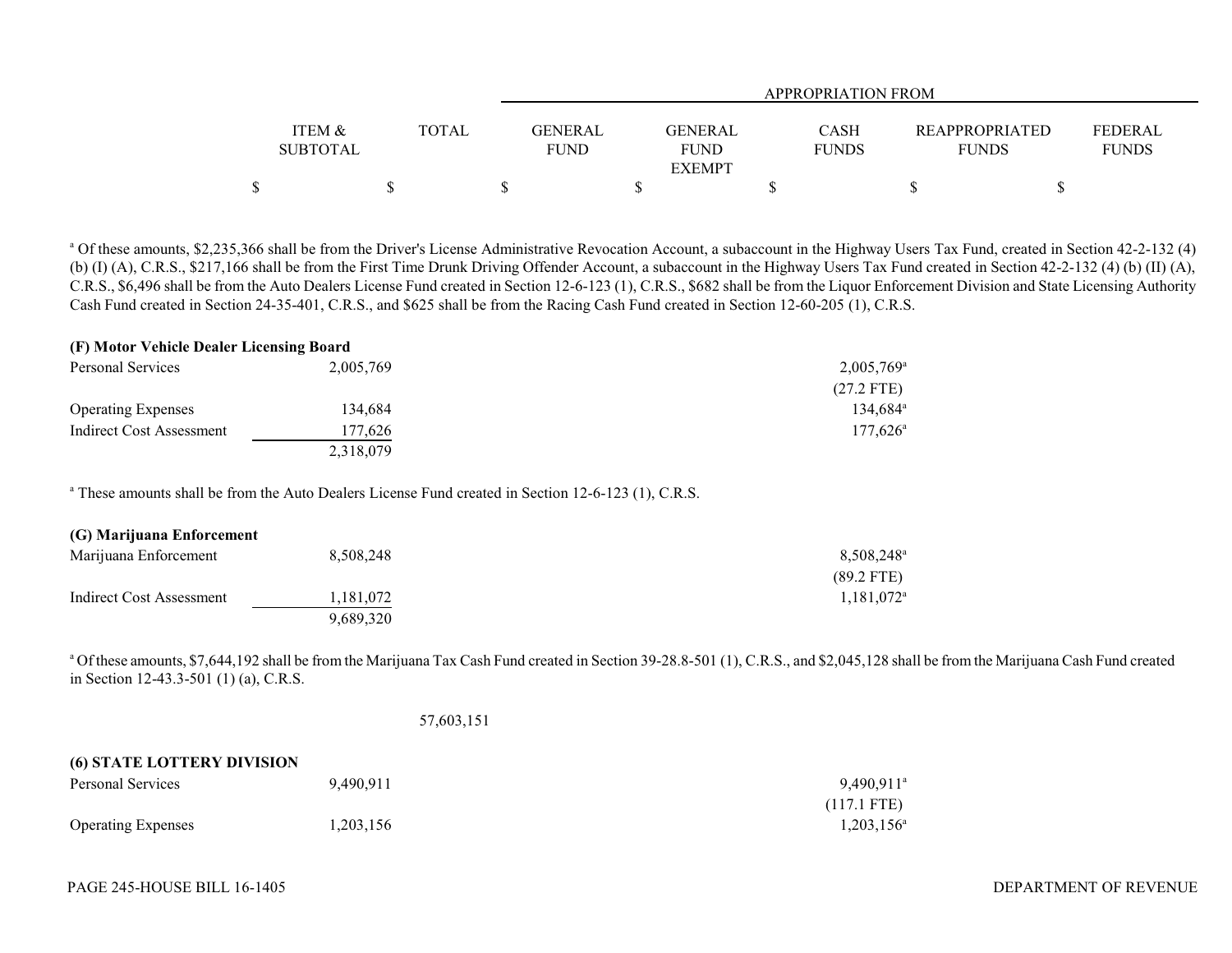| | ITEM & SUBTOTAL | TOTAL | APPROPRIATION FROM GENERAL FUND | GENERAL FUND EXEMPT | CASH FUNDS | REAPPROPRIATED FUNDS | FEDERAL FUNDS |
|---|---|---|---|---|---|---|---|
| | $ | $ | $ | $ | $ | $ | $ |

[a] Of these amounts, $2,235,366 shall be from the Driver's License Administrative Revocation Account, a subaccount in the Highway Users Tax Fund, created in Section 42-2-132 (4) (b) (I) (A), C.R.S., $217,166 shall be from the First Time Drunk Driving Offender Account, a subaccount in the Highway Users Tax Fund created in Section 42-2-132 (4) (b) (II) (A), C.R.S., $6,496 shall be from the Auto Dealers License Fund created in Section 12-6-123 (1), C.R.S., $682 shall be from the Liquor Enforcement Division and State Licensing Authority Cash Fund created in Section 24-35-401, C.R.S., and $625 shall be from the Racing Cash Fund created in Section 12-60-205 (1), C.R.S.

**(F) Motor Vehicle Dealer Licensing Board**

| | ITEM & SUBTOTAL | TOTAL | GENERAL FUND | GENERAL FUND EXEMPT | CASH FUNDS | REAPPROPRIATED FUNDS | FEDERAL FUNDS |
|---|---|---|---|---|---|---|---|
| Personal Services | 2,005,769 | | | | 2,005,769[a] (27.2 FTE) | | |
| Operating Expenses | 134,684 | | | | 134,684[a] | | |
| Indirect Cost Assessment | 177,626 | | | | 177,626[a] | | |
| | 2,318,079 | | | | | | |

[a] These amounts shall be from the Auto Dealers License Fund created in Section 12-6-123 (1), C.R.S.

**(G) Marijuana Enforcement**

| | ITEM & SUBTOTAL | TOTAL | GENERAL FUND | GENERAL FUND EXEMPT | CASH FUNDS | REAPPROPRIATED FUNDS | FEDERAL FUNDS |
|---|---|---|---|---|---|---|---|
| Marijuana Enforcement | 8,508,248 | | | | 8,508,248[a] (89.2 FTE) | | |
| Indirect Cost Assessment | 1,181,072 | | | | 1,181,072[a] | | |
| | 9,689,320 | | | | | | |

[a] Of these amounts, $7,644,192 shall be from the Marijuana Tax Cash Fund created in Section 39-28.8-501 (1), C.R.S., and $2,045,128 shall be from the Marijuana Cash Fund created in Section 12-43.3-501 (1) (a), C.R.S.

| | ITEM & SUBTOTAL | TOTAL | GENERAL FUND | GENERAL FUND EXEMPT | CASH FUNDS | REAPPROPRIATED FUNDS | FEDERAL FUNDS |
|---|---|---|---|---|---|---|---|
| | | 57,603,151 | | | | | |

**(6) STATE LOTTERY DIVISION**

| | ITEM & SUBTOTAL | TOTAL | GENERAL FUND | GENERAL FUND EXEMPT | CASH FUNDS | REAPPROPRIATED FUNDS | FEDERAL FUNDS |
|---|---|---|---|---|---|---|---|
| Personal Services | 9,490,911 | | | | 9,490,911[a] (117.1 FTE) | | |
| Operating Expenses | 1,203,156 | | | | 1,203,156[a] | | |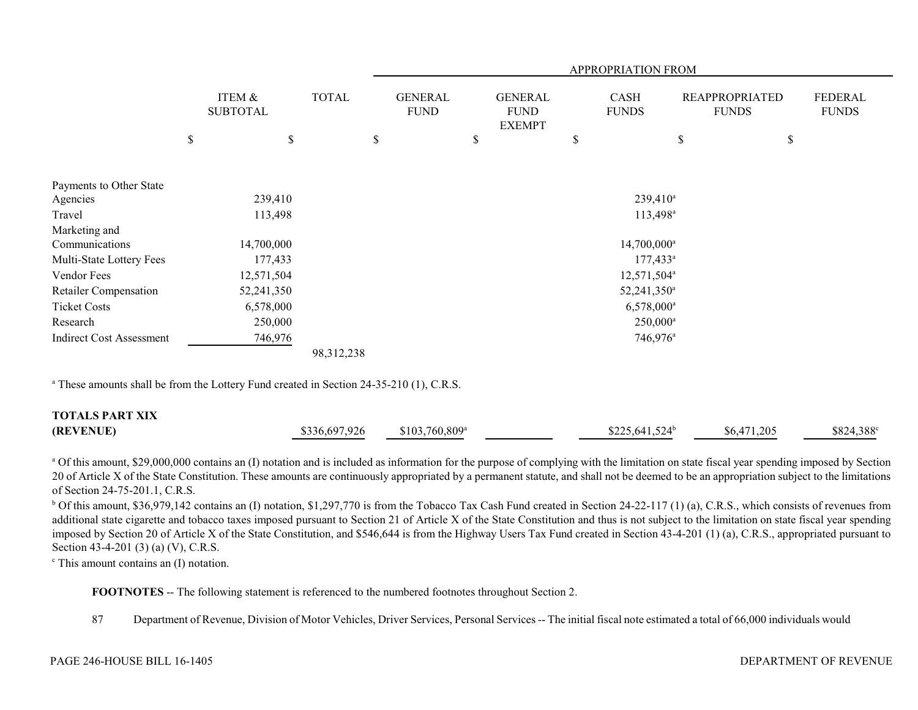| | ITEM & SUBTOTAL | TOTAL | APPROPRIATION FROM | | | | |
|---|---|---|---|---|---|---|---|
| | | | GENERAL FUND | GENERAL FUND EXEMPT | CASH FUNDS | REAPPROPRIATED FUNDS | FEDERAL FUNDS |
| | $ | $ | $ | $ | $ | $ | $ |
| Payments to Other State Agencies | 239,410 | | | | 239,410[a] | | |
| Travel | 113,498 | | | | 113,498[a] | | |
| Marketing and Communications | 14,700,000 | | | | 14,700,000[a] | | |
| Multi-State Lottery Fees | 177,433 | | | | 177,433[a] | | |
| Vendor Fees | 12,571,504 | | | | 12,571,504[a] | | |
| Retailer Compensation | 52,241,350 | | | | 52,241,350[a] | | |
| Ticket Costs | 6,578,000 | | | | 6,578,000[a] | | |
| Research | 250,000 | | | | 250,000[a] | | |
| Indirect Cost Assessment | 746,976 | | | | 746,976[a] | | |
| | | 98,312,238 | | | | | |

[a] These amounts shall be from the Lottery Fund created in Section 24-35-210 (1), C.R.S.

| | | TOTAL | GENERAL FUND | GENERAL FUND EXEMPT | CASH FUNDS | REAPPROPRIATED FUNDS | FEDERAL FUNDS |
|---|---|---|---|---|---|---|---|
| **TOTALS PART XIX (REVENUE)** | | $336,697,926 | $103,760,809[a] | | $225,641,524[b] | $6,471,205 | $824,388[c] |

[a] Of this amount, $29,000,000 contains an (I) notation and is included as information for the purpose of complying with the limitation on state fiscal year spending imposed by Section 20 of Article X of the State Constitution. These amounts are continuously appropriated by a permanent statute, and shall not be deemed to be an appropriation subject to the limitations of Section 24-75-201.1, C.R.S.

[b] Of this amount, $36,979,142 contains an (I) notation, $1,297,770 is from the Tobacco Tax Cash Fund created in Section 24-22-117 (1) (a), C.R.S., which consists of revenues from additional state cigarette and tobacco taxes imposed pursuant to Section 21 of Article X of the State Constitution and thus is not subject to the limitation on state fiscal year spending imposed by Section 20 of Article X of the State Constitution, and $546,644 is from the Highway Users Tax Fund created in Section 43-4-201 (1) (a), C.R.S., appropriated pursuant to Section 43-4-201 (3) (a) (V), C.R.S.

[c] This amount contains an (I) notation.

**FOOTNOTES** -- The following statement is referenced to the numbered footnotes throughout Section 2.

87 Department of Revenue, Division of Motor Vehicles, Driver Services, Personal Services -- The initial fiscal note estimated a total of 66,000 individuals would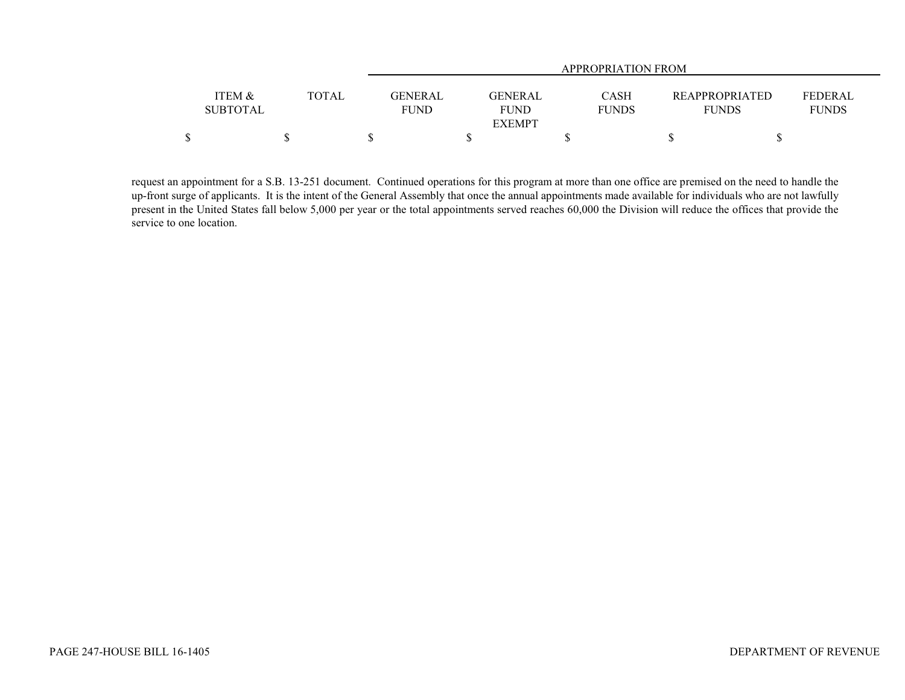| ITEM & SUBTOTAL | TOTAL | APPROPRIATION FROM GENERAL FUND | GENERAL FUND EXEMPT | CASH FUNDS | REAPPROPRIATED FUNDS | FEDERAL FUNDS |
|---|---|---|---|---|---|---|
| $ | $ | $ | $ | $ | $ | $ |

request an appointment for a S.B. 13-251 document. Continued operations for this program at more than one office are premised on the need to handle the up-front surge of applicants. It is the intent of the General Assembly that once the annual appointments made available for individuals who are not lawfully present in the United States fall below 5,000 per year or the total appointments served reaches 60,000 the Division will reduce the offices that provide the service to one location.